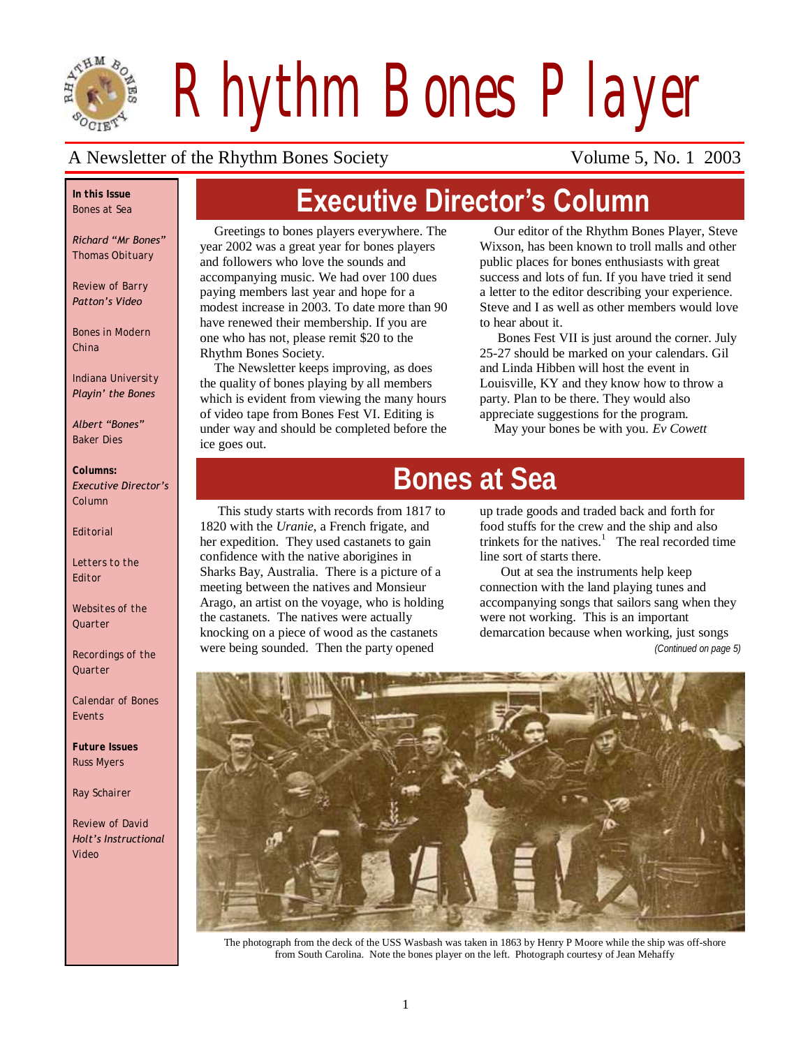# Rhythm Bones Player

A Newsletter of the Rhythm Bones Society — Volume 5, No. 1 2003

**In this Issue**

Bones at Sea

*Richard "Mr Bones"* Thomas Obituary

Review of Barry *Patton's Video*

Bones in Modern China

Indiana University *Playin' the Bones*

*Albert "Bones"* Baker Dies

**Columns:**

*Executive Director's* Column

Editorial

Letters to the Editor

Websites of the Quarter

Recordings of the Quarter

Calendar of Bones Events

**Future Issues**

Russ Myers

Ray Schairer

Review of David *Holt's Instructional* Video

## Executive Director's Column

Greetings to bones players everywhere. The year 2002 was a great year for bones players and followers who love the sounds and accompanying music. We had over 100 dues paying members last year and hope for a modest increase in 2003. To date more than 90 have renewed their membership. If you are one who has not, please remit $20 to the Rhythm Bones Society.

The Newsletter keeps improving, as does the quality of bones playing by all members which is evident from viewing the many hours of video tape from Bones Fest VI. Editing is under way and should be completed before the ice goes out.

Our editor of the Rhythm Bones Player, Steve Wixson, has been known to troll malls and other public places for bones enthusiasts with great success and lots of fun. If you have tried it send a letter to the editor describing your experience. Steve and I as well as other members would love to hear about it.

Bones Fest VII is just around the corner. July 25-27 should be marked on your calendars. Gil and Linda Hibben will host the event in Louisville, KY and they know how to throw a party. Plan to be there. They would also appreciate suggestions for the program.

May your bones be with you. *Ev Cowett*

## Bones at Sea

This study starts with records from 1817 to 1820 with the *Uranie*, a French frigate, and her expedition. They used castanets to gain confidence with the native aborigines in Sharks Bay, Australia. There is a picture of a meeting between the natives and Monsieur Arago, an artist on the voyage, who is holding the castanets. The natives were actually knocking on a piece of wood as the castanets were being sounded. Then the party opened up trade goods and traded back and forth for food stuffs for the crew and the ship and also trinkets for the natives.[1] The real recorded time line sort of starts there.

Out at sea the instruments help keep connection with the land playing tunes and accompanying songs that sailors sang when they were not working. This is an important demarcation because when working, just songs

*(Continued on page 5)*

The photograph from the deck of the USS Wasbash was taken in 1863 by Henry P Moore while the ship was off-shore from South Carolina. Note the bones player on the left. Photograph courtesy of Jean Mehaffy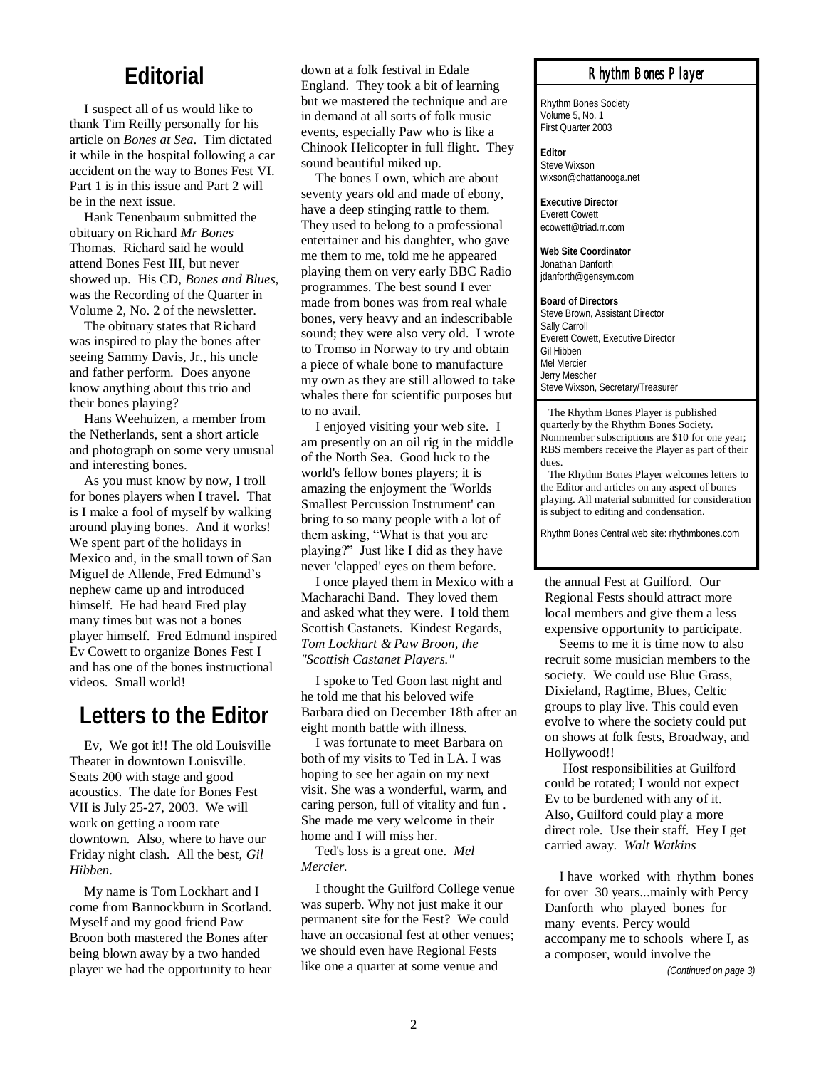## Editorial

I suspect all of us would like to thank Tim Reilly personally for his article on *Bones at Sea*. Tim dictated it while in the hospital following a car accident on the way to Bones Fest VI. Part 1 is in this issue and Part 2 will be in the next issue.

Hank Tenenbaum submitted the obituary on Richard *Mr Bones* Thomas. Richard said he would attend Bones Fest III, but never showed up. His CD, *Bones and Blues,* was the Recording of the Quarter in Volume 2, No. 2 of the newsletter.

The obituary states that Richard was inspired to play the bones after seeing Sammy Davis, Jr., his uncle and father perform. Does anyone know anything about this trio and their bones playing?

Hans Weehuizen, a member from the Netherlands, sent a short article and photograph on some very unusual and interesting bones.

As you must know by now, I troll for bones players when I travel. That is I make a fool of myself by walking around playing bones. And it works! We spent part of the holidays in Mexico and, in the small town of San Miguel de Allende, Fred Edmund's nephew came up and introduced himself. He had heard Fred play many times but was not a bones player himself. Fred Edmund inspired Ev Cowett to organize Bones Fest I and has one of the bones instructional videos. Small world!

## Letters to the Editor

Ev, We got it!! The old Louisville Theater in downtown Louisville. Seats 200 with stage and good acoustics. The date for Bones Fest VII is July 25-27, 2003. We will work on getting a room rate downtown. Also, where to have our Friday night clash. All the best, *Gil Hibben*.

My name is Tom Lockhart and I come from Bannockburn in Scotland. Myself and my good friend Paw Broon both mastered the Bones after being blown away by a two handed player we had the opportunity to hear down at a folk festival in Edale England. They took a bit of learning but we mastered the technique and are in demand at all sorts of folk music events, especially Paw who is like a Chinook Helicopter in full flight. They sound beautiful miked up.

The bones I own, which are about seventy years old and made of ebony, have a deep stinging rattle to them. They used to belong to a professional entertainer and his daughter, who gave me them to me, told me he appeared playing them on very early BBC Radio programmes. The best sound I ever made from bones was from real whale bones, very heavy and an indescribable sound; they were also very old. I wrote to Tromso in Norway to try and obtain a piece of whale bone to manufacture my own as they are still allowed to take whales there for scientific purposes but to no avail.

I enjoyed visiting your web site. I am presently on an oil rig in the middle of the North Sea. Good luck to the world's fellow bones players; it is amazing the enjoyment the 'Worlds Smallest Percussion Instrument' can bring to so many people with a lot of them asking, "What is that you are playing?" Just like I did as they have never 'clapped' eyes on them before.

I once played them in Mexico with a Macharachi Band. They loved them and asked what they were. I told them Scottish Castanets. Kindest Regards, *Tom Lockhart & Paw Broon, the "Scottish Castanet Players."*

I spoke to Ted Goon last night and he told me that his beloved wife Barbara died on December 18th after an eight month battle with illness.

I was fortunate to meet Barbara on both of my visits to Ted in LA. I was hoping to see her again on my next visit. She was a wonderful, warm, and caring person, full of vitality and fun . She made me very welcome in their home and I will miss her.

Ted's loss is a great one. *Mel Mercier.*

I thought the Guilford College venue was superb. Why not just make it our permanent site for the Fest? We could have an occasional fest at other venues; we should even have Regional Fests like one a quarter at some venue and the annual Fest at Guilford. Our Regional Fests should attract more local members and give them a less expensive opportunity to participate.

Seems to me it is time now to also recruit some musician members to the society. We could use Blue Grass, Dixieland, Ragtime, Blues, Celtic groups to play live. This could even evolve to where the society could put on shows at folk fests, Broadway, and Hollywood!!

Host responsibilities at Guilford could be rotated; I would not expect Ev to be burdened with any of it. Also, Guilford could play a more direct role. Use their staff. Hey I get carried away. *Walt Watkins*

I have worked with rhythm bones for over 30 years...mainly with Percy Danforth who played bones for many events. Percy would accompany me to schools where I, as a composer, would involve the

*(Continued on page 3)*

---

### Rhythm Bones Player

Rhythm Bones Society
Volume 5, No. 1
First Quarter 2003

**Editor**
Steve Wixson
wixson@chattanooga.net

**Executive Director**
Everett Cowett
ecowett@triad.rr.com

**Web Site Coordinator**
Jonathan Danforth
jdanforth@gensym.com

**Board of Directors**
Steve Brown, Assistant Director
Sally Carroll
Everett Cowett, Executive Director
Gil Hibben
Mel Mercier
Jerry Mescher
Steve Wixson, Secretary/Treasurer

The Rhythm Bones Player is published quarterly by the Rhythm Bones Society. Nonmember subscriptions are $10 for one year; RBS members receive the Player as part of their dues.

The Rhythm Bones Player welcomes letters to the Editor and articles on any aspect of bones playing. All material submitted for consideration is subject to editing and condensation.

Rhythm Bones Central web site: rhythmbones.com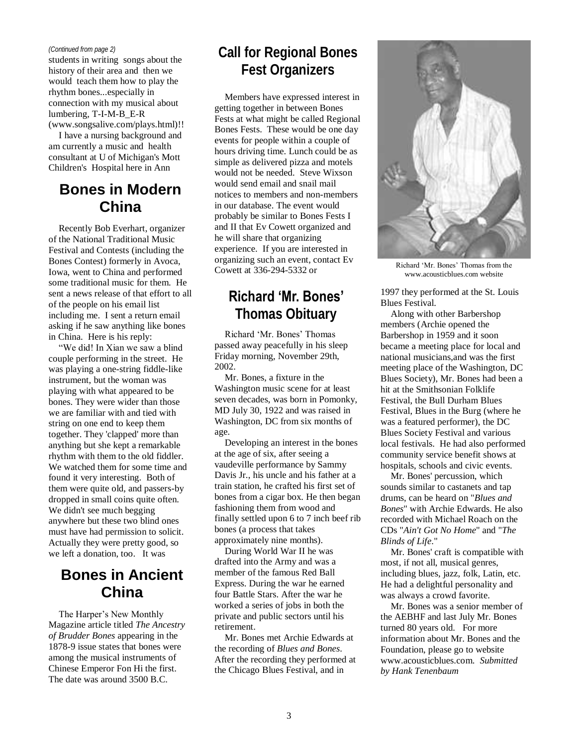*(Continued from page 2)*

students in writing songs about the history of their area and then we would teach them how to play the rhythm bones...especially in connection with my musical about lumbering, T-I-M-B_E-R (www.songsalive.com/plays.html)!!

I have a nursing background and am currently a music and health consultant at U of Michigan's Mott Children's Hospital here in Ann

## Bones in Modern China

Recently Bob Everhart, organizer of the National Traditional Music Festival and Contests (including the Bones Contest) formerly in Avoca, Iowa, went to China and performed some traditional music for them. He sent a news release of that effort to all of the people on his email list including me. I sent a return email asking if he saw anything like bones in China. Here is his reply:

"We did! In Xian we saw a blind couple performing in the street. He was playing a one-string fiddle-like instrument, but the woman was playing with what appeared to be bones. They were wider than those we are familiar with and tied with string on one end to keep them together. They 'clapped' more than anything but she kept a remarkable rhythm with them to the old fiddler. We watched them for some time and found it very interesting. Both of them were quite old, and passers-by dropped in small coins quite often. We didn't see much begging anywhere but these two blind ones must have had permission to solicit. Actually they were pretty good, so we left a donation, too. It was

## Bones in Ancient China

The Harper's New Monthly Magazine article titled *The Ancestry of Brudder Bones* appearing in the 1878-9 issue states that bones were among the musical instruments of Chinese Emperor Fon Hi the first. The date was around 3500 B.C.

## Call for Regional Bones Fest Organizers

Members have expressed interest in getting together in between Bones Fests at what might be called Regional Bones Fests. These would be one day events for people within a couple of hours driving time. Lunch could be as simple as delivered pizza and motels would not be needed. Steve Wixson would send email and snail mail notices to members and non-members in our database. The event would probably be similar to Bones Fests I and II that Ev Cowett organized and he will share that organizing experience. If you are interested in organizing such an event, contact Ev Cowett at 336-294-5332 or

## Richard 'Mr. Bones' Thomas Obituary

Richard 'Mr. Bones' Thomas passed away peacefully in his sleep Friday morning, November 29th, 2002.

Mr. Bones, a fixture in the Washington music scene for at least seven decades, was born in Pomonky, MD July 30, 1922 and was raised in Washington, DC from six months of age.

Developing an interest in the bones at the age of six, after seeing a vaudeville performance by Sammy Davis Jr., his uncle and his father at a train station, he crafted his first set of bones from a cigar box. He then began fashioning them from wood and finally settled upon 6 to 7 inch beef rib bones (a process that takes approximately nine months).

During World War II he was drafted into the Army and was a member of the famous Red Ball Express. During the war he earned four Battle Stars. After the war he worked a series of jobs in both the private and public sectors until his retirement.

Mr. Bones met Archie Edwards at the recording of *Blues and Bones*. After the recording they performed at the Chicago Blues Festival, and in 1997 they performed at the St. Louis Blues Festival.

Richard 'Mr. Bones' Thomas from the www.acousticblues.com website

Along with other Barbershop members (Archie opened the Barbershop in 1959 and it soon became a meeting place for local and national musicians,and was the first meeting place of the Washington, DC Blues Society), Mr. Bones had been a hit at the Smithsonian Folklife Festival, the Bull Durham Blues Festival, Blues in the Burg (where he was a featured performer), the DC Blues Society Festival and various local festivals. He had also performed community service benefit shows at hospitals, schools and civic events.

Mr. Bones' percussion, which sounds similar to castanets and tap drums, can be heard on "*Blues and Bones*" with Archie Edwards. He also recorded with Michael Roach on the CDs "*Ain't Got No Home*" and "*The Blinds of Life*."

Mr. Bones' craft is compatible with most, if not all, musical genres, including blues, jazz, folk, Latin, etc. He had a delightful personality and was always a crowd favorite.

Mr. Bones was a senior member of the AEBHF and last July Mr. Bones turned 80 years old. For more information about Mr. Bones and the Foundation, please go to website www.acousticblues.com. *Submitted by Hank Tenenbaum*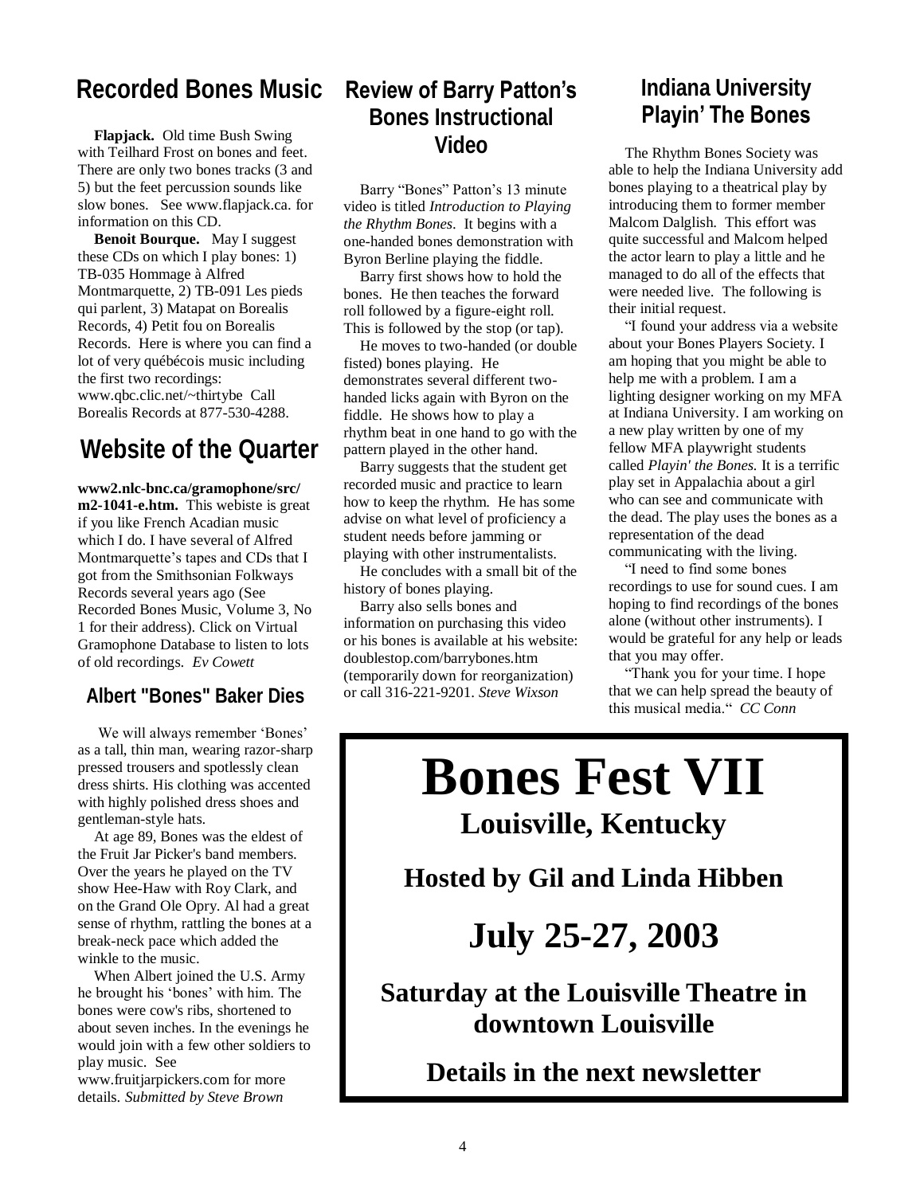## Recorded Bones Music

**Flapjack.** Old time Bush Swing with Teilhard Frost on bones and feet. There are only two bones tracks (3 and 5) but the feet percussion sounds like slow bones. See www.flapjack.ca. for information on this CD.

**Benoit Bourque.** May I suggest these CDs on which I play bones: 1) TB-035 Hommage à Alfred Montmarquette, 2) TB-091 Les pieds qui parlent, 3) Matapat on Borealis Records, 4) Petit fou on Borealis Records. Here is where you can find a lot of very québécois music including the first two recordings: www.qbc.clic.net/~thirtybe Call Borealis Records at 877-530-4288.

## Website of the Quarter

**www2.nlc-bnc.ca/gramophone/src/m2-1041-e.htm.** This webiste is great if you like French Acadian music which I do. I have several of Alfred Montmarquette's tapes and CDs that I got from the Smithsonian Folkways Records several years ago (See Recorded Bones Music, Volume 3, No 1 for their address). Click on Virtual Gramophone Database to listen to lots of old recordings. *Ev Cowett*

### Albert "Bones" Baker Dies

We will always remember 'Bones' as a tall, thin man, wearing razor-sharp pressed trousers and spotlessly clean dress shirts. His clothing was accented with highly polished dress shoes and gentleman-style hats.

At age 89, Bones was the eldest of the Fruit Jar Picker's band members. Over the years he played on the TV show Hee-Haw with Roy Clark, and on the Grand Ole Opry. Al had a great sense of rhythm, rattling the bones at a break-neck pace which added the winkle to the music.

When Albert joined the U.S. Army he brought his 'bones' with him. The bones were cow's ribs, shortened to about seven inches. In the evenings he would join with a few other soldiers to play music. See www.fruitjarpickers.com for more details. *Submitted by Steve Brown*

## Review of Barry Patton's Bones Instructional Video

Barry "Bones" Patton's 13 minute video is titled *Introduction to Playing the Rhythm Bones*. It begins with a one-handed bones demonstration with Byron Berline playing the fiddle.

Barry first shows how to hold the bones. He then teaches the forward roll followed by a figure-eight roll. This is followed by the stop (or tap).

He moves to two-handed (or double fisted) bones playing. He demonstrates several different two-handed licks again with Byron on the fiddle. He shows how to play a rhythm beat in one hand to go with the pattern played in the other hand.

Barry suggests that the student get recorded music and practice to learn how to keep the rhythm. He has some advise on what level of proficiency a student needs before jamming or playing with other instrumentalists.

He concludes with a small bit of the history of bones playing.

Barry also sells bones and information on purchasing this video or his bones is available at his website: doublestop.com/barrybones.htm (temporarily down for reorganization) or call 316-221-9201. *Steve Wixson*

## Indiana University Playin' The Bones

The Rhythm Bones Society was able to help the Indiana University add bones playing to a theatrical play by introducing them to former member Malcom Dalglish. This effort was quite successful and Malcom helped the actor learn to play a little and he managed to do all of the effects that were needed live. The following is their initial request.

"I found your address via a website about your Bones Players Society. I am hoping that you might be able to help me with a problem. I am a lighting designer working on my MFA at Indiana University. I am working on a new play written by one of my fellow MFA playwright students called *Playin' the Bones.* It is a terrific play set in Appalachia about a girl who can see and communicate with the dead. The play uses the bones as a representation of the dead communicating with the living.

"I need to find some bones recordings to use for sound cues. I am hoping to find recordings of the bones alone (without other instruments). I would be grateful for any help or leads that you may offer.

"Thank you for your time. I hope that we can help spread the beauty of this musical media." *CC Conn*

# Bones Fest VII

**Louisville, Kentucky**

**Hosted by Gil and Linda Hibben**

**July 25-27, 2003**

**Saturday at the Louisville Theatre in downtown Louisville**

**Details in the next newsletter**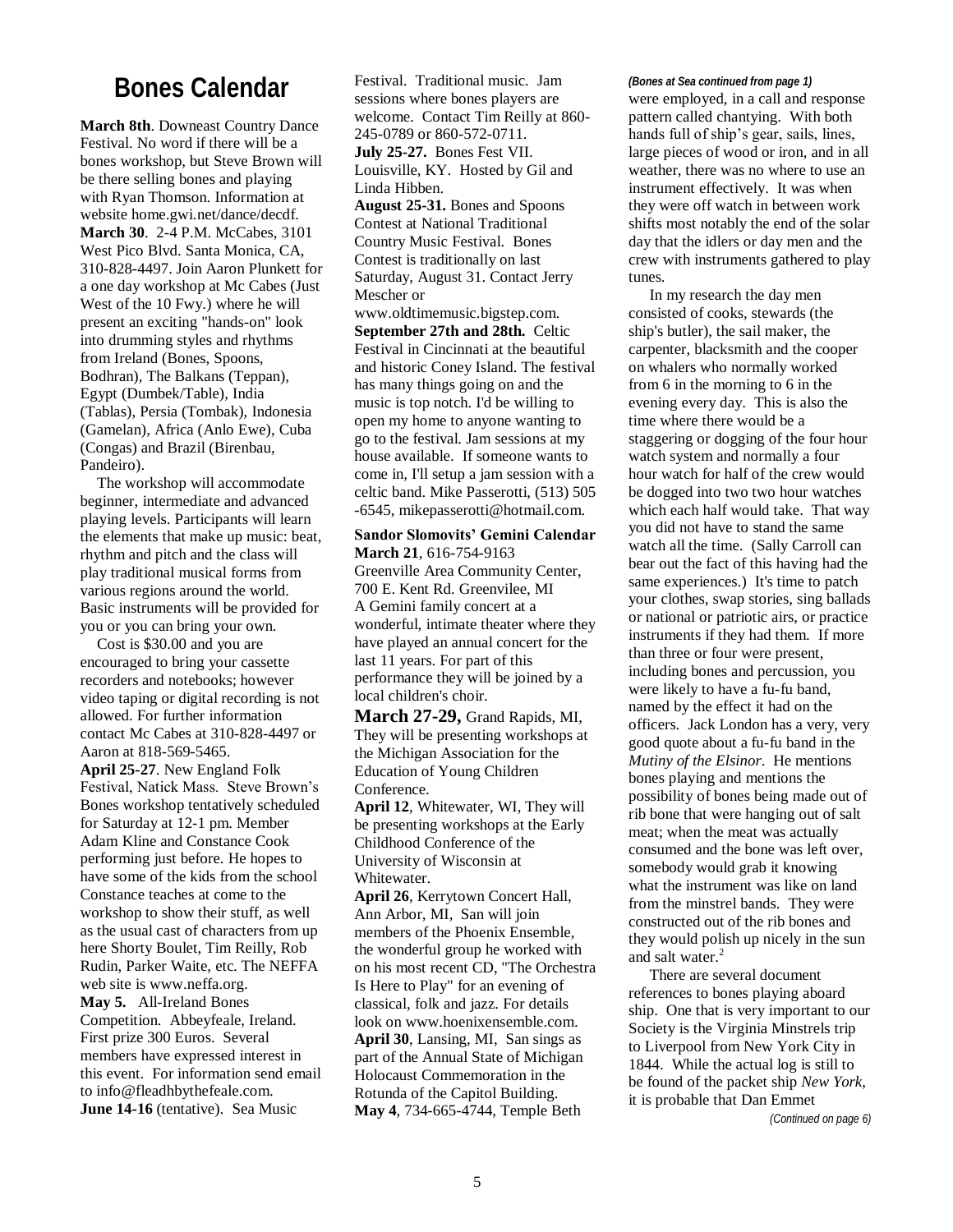# Bones Calendar

**March 8th**. Downeast Country Dance Festival. No word if there will be a bones workshop, but Steve Brown will be there selling bones and playing with Ryan Thomson. Information at website home.gwi.net/dance/decdf.

**March 30**. 2-4 P.M. McCabes, 3101 West Pico Blvd. Santa Monica, CA, 310-828-4497. Join Aaron Plunkett for a one day workshop at Mc Cabes (Just West of the 10 Fwy.) where he will present an exciting "hands-on" look into drumming styles and rhythms from Ireland (Bones, Spoons, Bodhran), The Balkans (Teppan), Egypt (Dumbek/Table), India (Tablas), Persia (Tombak), Indonesia (Gamelan), Africa (Anlo Ewe), Cuba (Congas) and Brazil (Birenbau, Pandeiro).

The workshop will accommodate beginner, intermediate and advanced playing levels. Participants will learn the elements that make up music: beat, rhythm and pitch and the class will play traditional musical forms from various regions around the world. Basic instruments will be provided for you or you can bring your own.

Cost is $30.00 and you are encouraged to bring your cassette recorders and notebooks; however video taping or digital recording is not allowed. For further information contact Mc Cabes at 310-828-4497 or Aaron at 818-569-5465.

**April 25-27**. New England Folk Festival, Natick Mass. Steve Brown's Bones workshop tentatively scheduled for Saturday at 12-1 pm. Member Adam Kline and Constance Cook performing just before. He hopes to have some of the kids from the school Constance teaches at come to the workshop to show their stuff, as well as the usual cast of characters from up here Shorty Boulet, Tim Reilly, Rob Rudin, Parker Waite, etc. The NEFFA web site is www.neffa.org.

**May 5.** All-Ireland Bones Competition. Abbeyfeale, Ireland. First prize 300 Euros. Several members have expressed interest in this event. For information send email to info@fleadhbythefeale.com.

**June 14-16** (tentative). Sea Music Festival. Traditional music. Jam sessions where bones players are welcome. Contact Tim Reilly at 860-245-0789 or 860-572-0711.

**July 25-27.** Bones Fest VII. Louisville, KY. Hosted by Gil and Linda Hibben.

**August 25-31.** Bones and Spoons Contest at National Traditional Country Music Festival. Bones Contest is traditionally on last Saturday, August 31. Contact Jerry Mescher or www.oldtimemusic.bigstep.com.

**September 27th and 28th.** Celtic Festival in Cincinnati at the beautiful and historic Coney Island. The festival has many things going on and the music is top notch. I'd be willing to open my home to anyone wanting to go to the festival. Jam sessions at my house available. If someone wants to come in, I'll setup a jam session with a celtic band. Mike Passerotti, (513) 505 -6545, mikepasserotti@hotmail.com.

**Sandor Slomovits' Gemini Calendar**

**March 21**, 616-754-9163 Greenville Area Community Center, 700 E. Kent Rd. Greenvilee, MI A Gemini family concert at a wonderful, intimate theater where they have played an annual concert for the last 11 years. For part of this performance they will be joined by a local children's choir.

**March 27-29,** Grand Rapids, MI, They will be presenting workshops at the Michigan Association for the Education of Young Children Conference.

**April 12**, Whitewater, WI, They will be presenting workshops at the Early Childhood Conference of the University of Wisconsin at Whitewater.

**April 26**, Kerrytown Concert Hall, Ann Arbor, MI, San will join members of the Phoenix Ensemble, the wonderful group he worked with on his most recent CD, "The Orchestra Is Here to Play" for an evening of classical, folk and jazz. For details look on www.hoenixensemble.com.

**April 30**, Lansing, MI, San sings as part of the Annual State of Michigan Holocaust Commemoration in the Rotunda of the Capitol Building.

**May 4**, 734-665-4744, Temple Beth

*(Bones at Sea continued from page 1)*

were employed, in a call and response pattern called chantying. With both hands full of ship's gear, sails, lines, large pieces of wood or iron, and in all weather, there was no where to use an instrument effectively. It was when they were off watch in between work shifts most notably the end of the solar day that the idlers or day men and the crew with instruments gathered to play tunes.

In my research the day men consisted of cooks, stewards (the ship's butler), the sail maker, the carpenter, blacksmith and the cooper on whalers who normally worked from 6 in the morning to 6 in the evening every day. This is also the time where there would be a staggering or dogging of the four hour watch system and normally a four hour watch for half of the crew would be dogged into two two hour watches which each half would take. That way you did not have to stand the same watch all the time. (Sally Carroll can bear out the fact of this having had the same experiences.) It's time to patch your clothes, swap stories, sing ballads or national or patriotic airs, or practice instruments if they had them. If more than three or four were present, including bones and percussion, you were likely to have a fu-fu band, named by the effect it had on the officers. Jack London has a very, very good quote about a fu-fu band in the *Mutiny of the Elsinor*. He mentions bones playing and mentions the possibility of bones being made out of rib bone that were hanging out of salt meat; when the meat was actually consumed and the bone was left over, somebody would grab it knowing what the instrument was like on land from the minstrel bands. They were constructed out of the rib bones and they would polish up nicely in the sun and salt water.[2]

There are several document references to bones playing aboard ship. One that is very important to our Society is the Virginia Minstrels trip to Liverpool from New York City in 1844. While the actual log is still to be found of the packet ship *New York*, it is probable that Dan Emmet

*(Continued on page 6)*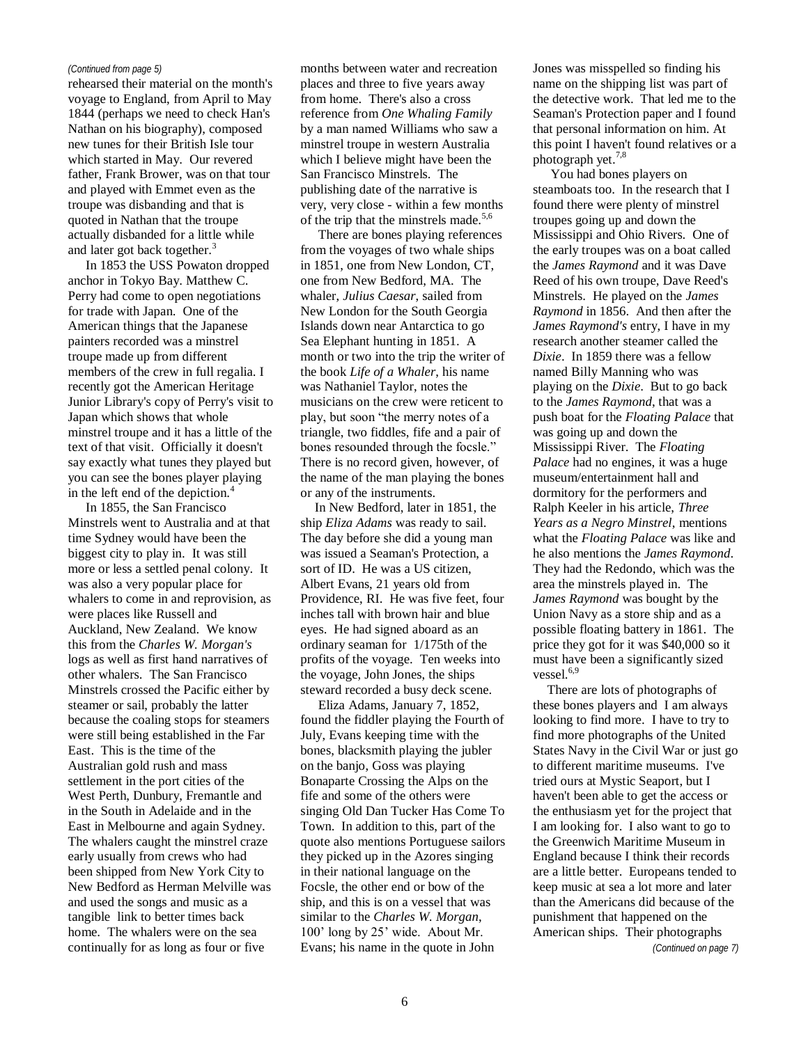*(Continued from page 5)*

rehearsed their material on the month's voyage to England, from April to May 1844 (perhaps we need to check Han's Nathan on his biography), composed new tunes for their British Isle tour which started in May. Our revered father, Frank Brower, was on that tour and played with Emmet even as the troupe was disbanding and that is quoted in Nathan that the troupe actually disbanded for a little while and later got back together.[3]

In 1853 the USS Powaton dropped anchor in Tokyo Bay. Matthew C. Perry had come to open negotiations for trade with Japan. One of the American things that the Japanese painters recorded was a minstrel troupe made up from different members of the crew in full regalia. I recently got the American Heritage Junior Library's copy of Perry's visit to Japan which shows that whole minstrel troupe and it has a little of the text of that visit. Officially it doesn't say exactly what tunes they played but you can see the bones player playing in the left end of the depiction.[4]

In 1855, the San Francisco Minstrels went to Australia and at that time Sydney would have been the biggest city to play in. It was still more or less a settled penal colony. It was also a very popular place for whalers to come in and reprovision, as were places like Russell and Auckland, New Zealand. We know this from the *Charles W. Morgan's* logs as well as first hand narratives of other whalers. The San Francisco Minstrels crossed the Pacific either by steamer or sail, probably the latter because the coaling stops for steamers were still being established in the Far East. This is the time of the Australian gold rush and mass settlement in the port cities of the West Perth, Dunbury, Fremantle and in the South in Adelaide and in the East in Melbourne and again Sydney. The whalers caught the minstrel craze early usually from crews who had been shipped from New York City to New Bedford as Herman Melville was and used the songs and music as a tangible link to better times back home. The whalers were on the sea continually for as long as four or five months between water and recreation places and three to five years away from home. There's also a cross reference from *One Whaling Family* by a man named Williams who saw a minstrel troupe in western Australia which I believe might have been the San Francisco Minstrels. The publishing date of the narrative is very, very close - within a few months of the trip that the minstrels made.[5,6]

There are bones playing references from the voyages of two whale ships in 1851, one from New London, CT, one from New Bedford, MA. The whaler, *Julius Caesar,* sailed from New London for the South Georgia Islands down near Antarctica to go Sea Elephant hunting in 1851. A month or two into the trip the writer of the book *Life of a Whaler*, his name was Nathaniel Taylor, notes the musicians on the crew were reticent to play, but soon "the merry notes of a triangle, two fiddles, fife and a pair of bones resounded through the focsle." There is no record given, however, of the name of the man playing the bones or any of the instruments.

In New Bedford, later in 1851, the ship *Eliza Adams* was ready to sail. The day before she did a young man was issued a Seaman's Protection, a sort of ID. He was a US citizen, Albert Evans, 21 years old from Providence, RI. He was five feet, four inches tall with brown hair and blue eyes. He had signed aboard as an ordinary seaman for 1/175th of the profits of the voyage. Ten weeks into the voyage, John Jones, the ships steward recorded a busy deck scene.

Eliza Adams, January 7, 1852, found the fiddler playing the Fourth of July, Evans keeping time with the bones, blacksmith playing the jubler on the banjo, Goss was playing Bonaparte Crossing the Alps on the fife and some of the others were singing Old Dan Tucker Has Come To Town. In addition to this, part of the quote also mentions Portuguese sailors they picked up in the Azores singing in their national language on the Focsle, the other end or bow of the ship, and this is on a vessel that was similar to the *Charles W. Morgan*, 100' long by 25' wide. About Mr. Evans; his name in the quote in John Jones was misspelled so finding his name on the shipping list was part of the detective work. That led me to the Seaman's Protection paper and I found that personal information on him. At this point I haven't found relatives or a photograph yet.[7,8]

You had bones players on steamboats too. In the research that I found there were plenty of minstrel troupes going up and down the Mississippi and Ohio Rivers. One of the early troupes was on a boat called the *James Raymond* and it was Dave Reed of his own troupe, Dave Reed's Minstrels. He played on the *James Raymond* in 1856. And then after the *James Raymond's* entry, I have in my research another steamer called the *Dixie*. In 1859 there was a fellow named Billy Manning who was playing on the *Dixie*. But to go back to the *James Raymond*, that was a push boat for the *Floating Palace* that was going up and down the Mississippi River. The *Floating Palace* had no engines, it was a huge museum/entertainment hall and dormitory for the performers and Ralph Keeler in his article, *Three Years as a Negro Minstrel*, mentions what the *Floating Palace* was like and he also mentions the *James Raymond*. They had the Redondo, which was the area the minstrels played in. The *James Raymond* was bought by the Union Navy as a store ship and as a possible floating battery in 1861. The price they got for it was $40,000 so it must have been a significantly sized vessel.[6,9]

There are lots of photographs of these bones players and I am always looking to find more. I have to try to find more photographs of the United States Navy in the Civil War or just go to different maritime museums. I've tried ours at Mystic Seaport, but I haven't been able to get the access or the enthusiasm yet for the project that I am looking for. I also want to go to the Greenwich Maritime Museum in England because I think their records are a little better. Europeans tended to keep music at sea a lot more and later than the Americans did because of the punishment that happened on the American ships. Their photographs

*(Continued on page 7)*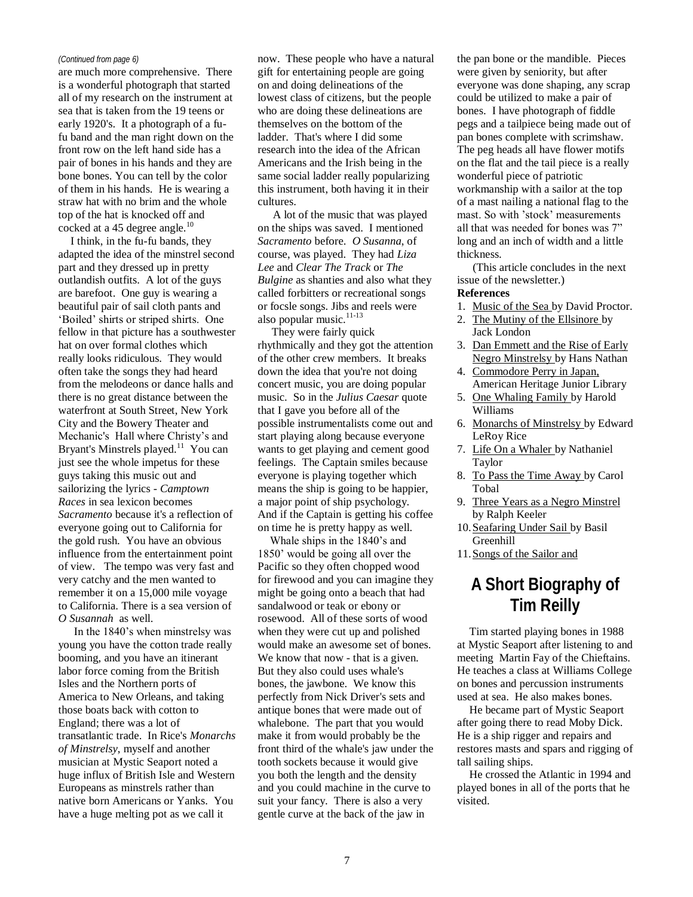*(Continued from page 6)*

are much more comprehensive. There is a wonderful photograph that started all of my research on the instrument at sea that is taken from the 19 teens or early 1920's. It a photograph of a fu-fu band and the man right down on the front row on the left hand side has a pair of bones in his hands and they are bone bones. You can tell by the color of them in his hands. He is wearing a straw hat with no brim and the whole top of the hat is knocked off and cocked at a 45 degree angle.[10]

I think, in the fu-fu bands, they adapted the idea of the minstrel second part and they dressed up in pretty outlandish outfits. A lot of the guys are barefoot. One guy is wearing a beautiful pair of sail cloth pants and 'Boiled' shirts or striped shirts. One fellow in that picture has a southwester hat on over formal clothes which really looks ridiculous. They would often take the songs they had heard from the melodeons or dance halls and there is no great distance between the waterfront at South Street, New York City and the Bowery Theater and Mechanic's Hall where Christy's and Bryant's Minstrels played.[11] You can just see the whole impetus for these guys taking this music out and sailorizing the lyrics - *Camptown Races* in sea lexicon becomes *Sacramento* because it's a reflection of everyone going out to California for the gold rush. You have an obvious influence from the entertainment point of view. The tempo was very fast and very catchy and the men wanted to remember it on a 15,000 mile voyage to California. There is a sea version of *O Susannah* as well.

In the 1840's when minstrelsy was young you have the cotton trade really booming, and you have an itinerant labor force coming from the British Isles and the Northern ports of America to New Orleans, and taking those boats back with cotton to England; there was a lot of transatlantic trade. In Rice's *Monarchs of Minstrelsy*, myself and another musician at Mystic Seaport noted a huge influx of British Isle and Western Europeans as minstrels rather than native born Americans or Yanks. You have a huge melting pot as we call it now. These people who have a natural gift for entertaining people are going on and doing delineations of the lowest class of citizens, but the people who are doing these delineations are themselves on the bottom of the ladder. That's where I did some research into the idea of the African Americans and the Irish being in the same social ladder really popularizing this instrument, both having it in their cultures.

A lot of the music that was played on the ships was saved. I mentioned *Sacramento* before. *O Susanna*, of course, was played. They had *Liza Lee* and *Clear The Track* or *The Bulgine* as shanties and also what they called forbitters or recreational songs or focsle songs. Jibs and reels were also popular music.[11-13]

They were fairly quick rhythmically and they got the attention of the other crew members. It breaks down the idea that you're not doing concert music, you are doing popular music. So in the *Julius Caesar* quote that I gave you before all of the possible instrumentalists come out and start playing along because everyone wants to get playing and cement good feelings. The Captain smiles because everyone is playing together which means the ship is going to be happier, a major point of ship psychology. And if the Captain is getting his coffee on time he is pretty happy as well.

Whale ships in the 1840's and 1850' would be going all over the Pacific so they often chopped wood for firewood and you can imagine they might be going onto a beach that had sandalwood or teak or ebony or rosewood. All of these sorts of wood when they were cut up and polished would make an awesome set of bones. We know that now - that is a given. But they also could uses whale's bones, the jawbone. We know this perfectly from Nick Driver's sets and antique bones that were made out of whalebone. The part that you would make it from would probably be the front third of the whale's jaw under the tooth sockets because it would give you both the length and the density and you could machine in the curve to suit your fancy. There is also a very gentle curve at the back of the jaw in the pan bone or the mandible. Pieces were given by seniority, but after everyone was done shaping, any scrap could be utilized to make a pair of bones. I have photograph of fiddle pegs and a tailpiece being made out of pan bones complete with scrimshaw. The peg heads all have flower motifs on the flat and the tail piece is a really wonderful piece of patriotic workmanship with a sailor at the top of a mast nailing a national flag to the mast. So with 'stock' measurements all that was needed for bones was 7" long and an inch of width and a little thickness.

(This article concludes in the next issue of the newsletter.)

**References**

1. Music of the Sea by David Proctor.
2. The Mutiny of the Ellsinore by Jack London
3. Dan Emmett and the Rise of Early Negro Minstrelsy by Hans Nathan
4. Commodore Perry in Japan, American Heritage Junior Library
5. One Whaling Family by Harold Williams
6. Monarchs of Minstrelsy by Edward LeRoy Rice
7. Life On a Whaler by Nathaniel Taylor
8. To Pass the Time Away by Carol Tobal
9. Three Years as a Negro Minstrel by Ralph Keeler
10. Seafaring Under Sail by Basil Greenhill
11. Songs of the Sailor and

# A Short Biography of Tim Reilly

Tim started playing bones in 1988 at Mystic Seaport after listening to and meeting Martin Fay of the Chieftains. He teaches a class at Williams College on bones and percussion instruments used at sea. He also makes bones.

He became part of Mystic Seaport after going there to read Moby Dick. He is a ship rigger and repairs and restores masts and spars and rigging of tall sailing ships.

He crossed the Atlantic in 1994 and played bones in all of the ports that he visited.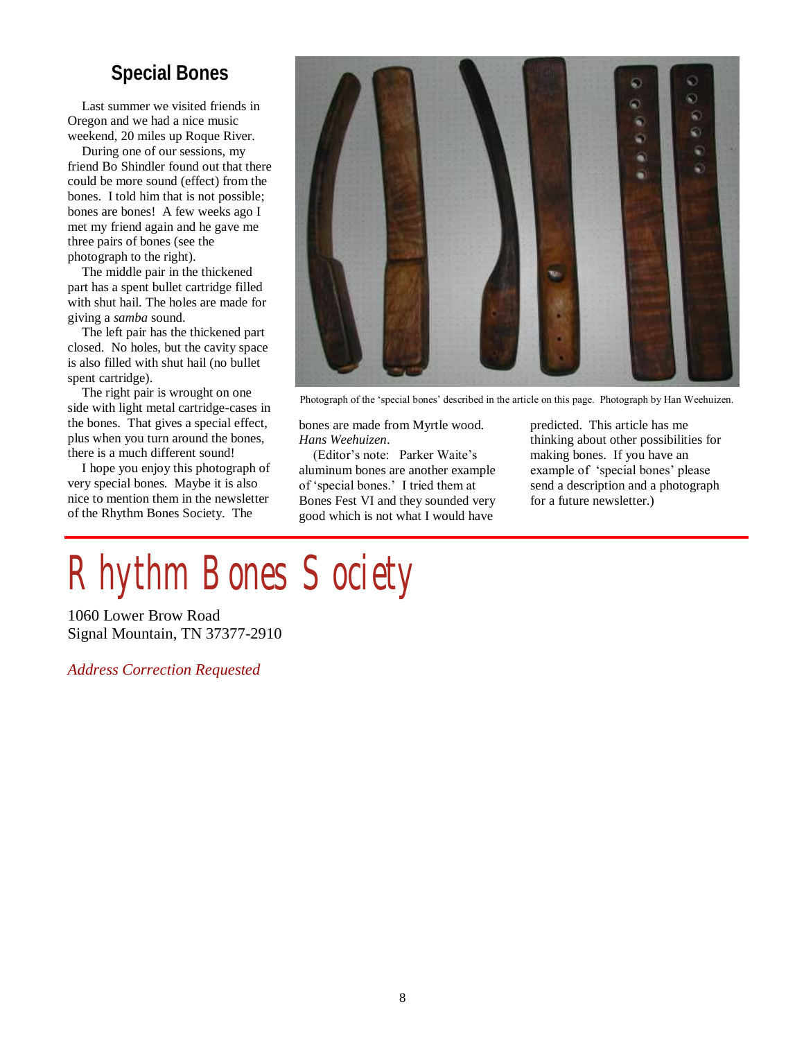## Special Bones

Last summer we visited friends in Oregon and we had a nice music weekend, 20 miles up Roque River.

During one of our sessions, my friend Bo Shindler found out that there could be more sound (effect) from the bones. I told him that is not possible; bones are bones! A few weeks ago I met my friend again and he gave me three pairs of bones (see the photograph to the right).

The middle pair in the thickened part has a spent bullet cartridge filled with shut hail. The holes are made for giving a *samba* sound.

The left pair has the thickened part closed. No holes, but the cavity space is also filled with shut hail (no bullet spent cartridge).

The right pair is wrought on one side with light metal cartridge-cases in the bones. That gives a special effect, plus when you turn around the bones, there is a much different sound!

I hope you enjoy this photograph of very special bones. Maybe it is also nice to mention them in the newsletter of the Rhythm Bones Society. The bones are made from Myrtle wood. *Hans Weehuizen*.

(Editor's note: Parker Waite's aluminum bones are another example of 'special bones.' I tried them at Bones Fest VI and they sounded very good which is not what I would have predicted. This article has me thinking about other possibilities for making bones. If you have an example of 'special bones' please send a description and a photograph for a future newsletter.)

Photograph of the 'special bones' described in the article on this page. Photograph by Han Weehuizen.

---

# Rhythm Bones Society

1060 Lower Brow Road
Signal Mountain, TN 37377-2910

*Address Correction Requested*